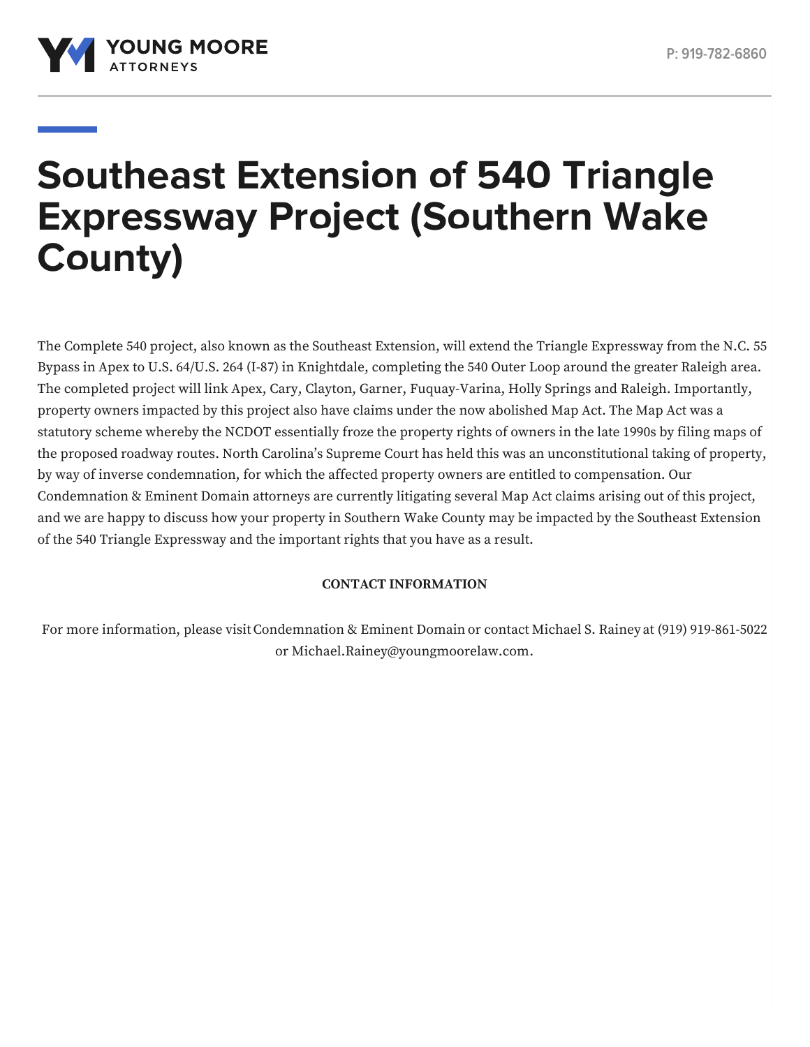# Southeast Extension of 540 Triangle Expressway Project (Southern Wake County)

The Complete 540 project, also known as the Southeast Extension, will extend the Triangle Expressway from the N.C. 55 Bypass in Apex to U.S. 64/U.S. 264 (I-87) in Knightdale, completing the 540 Outer Loop around the greater Raleigh area. The completed project will link Apex, Cary, Clayton, Garner, Fuquay-Varina, Holly Springs and Raleigh. Importantly, property owners impacted by this project also have claims under the now abolished Map Act. The Map Act was a statutory scheme whereby the NCDOT essentially froze the property rights of owners in the late 1990s by filing maps of the proposed roadway routes. North Carolina's Supreme Court has held this was an unconstitutional taking of property, by way of inverse condemnation, for which the affected property owners are entitled to compensation. Our Condemnation & Eminent Domain attorneys are currently litigating several Map Act claims arising out of this project, and we are happy to discuss how your property in Southern Wake County may be impacted by the Southeast Extension of the 540 Triangle Expressway and the important rights that you have as a result.

**CONTACT INFORMATION**

For more information, please visit Condemnation & Eminent Domain or contact Michael S. Rainey at (919) 919-861-5022 or Michael.Rainey@youngmoorelaw.com.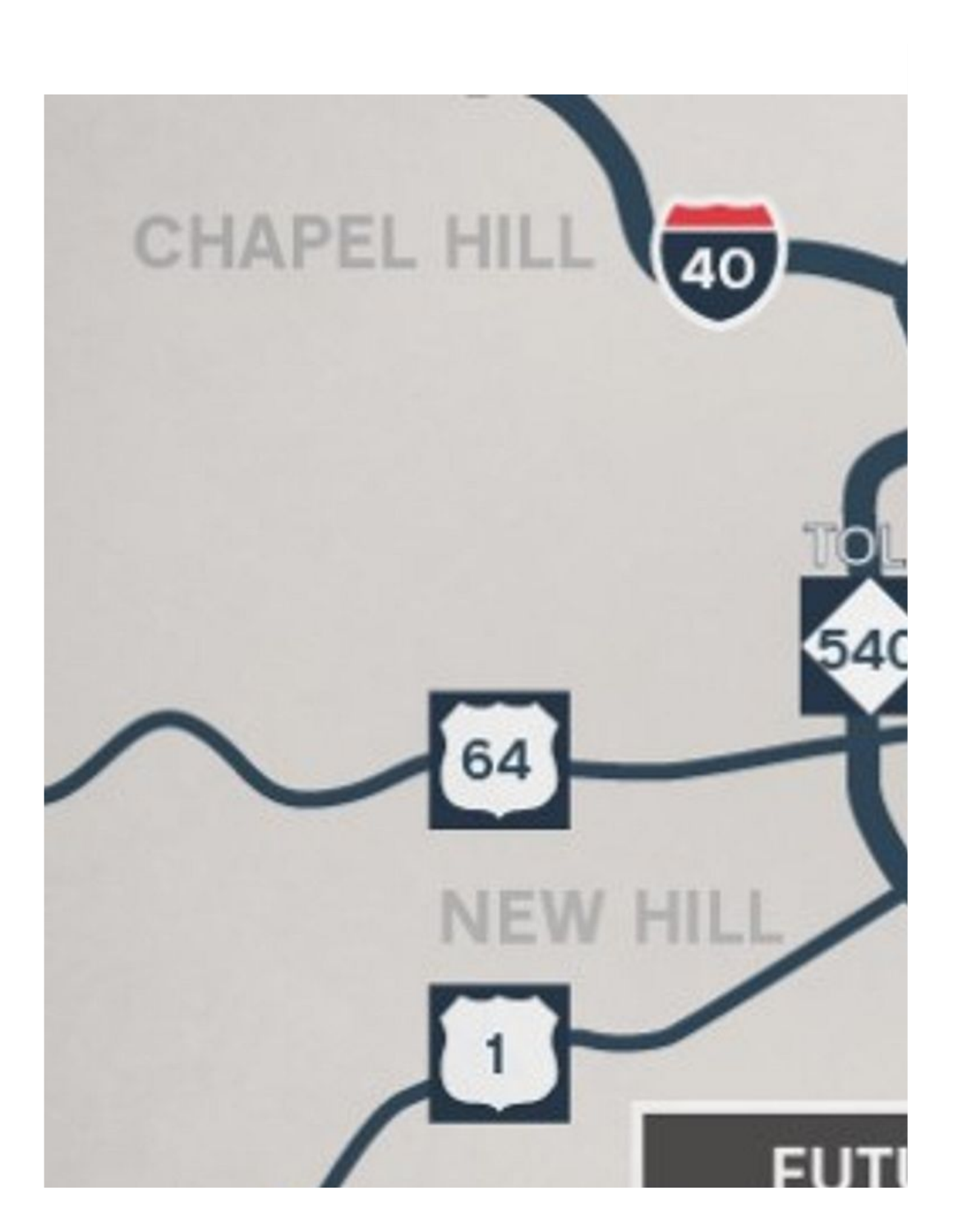CHAPEL HILL

40

TOL

540

64

NEW HILL

1

FUTU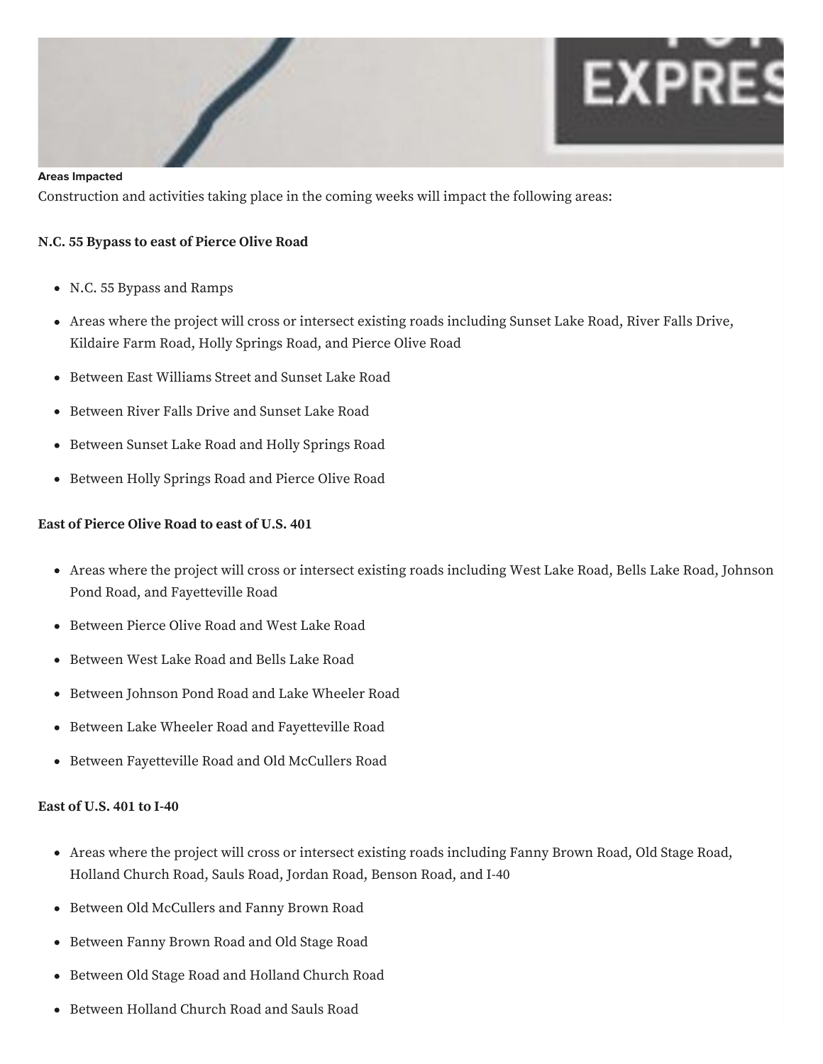**Areas Impacted**

Construction and activities taking place in the coming weeks will impact the following areas:

**N.C. 55 Bypass to east of Pierce Olive Road**

- N.C. 55 Bypass and Ramps
- Areas where the project will cross or intersect existing roads including Sunset Lake Road, River Falls Drive, Kildaire Farm Road, Holly Springs Road, and Pierce Olive Road
- Between East Williams Street and Sunset Lake Road
- Between River Falls Drive and Sunset Lake Road
- Between Sunset Lake Road and Holly Springs Road
- Between Holly Springs Road and Pierce Olive Road

**East of Pierce Olive Road to east of U.S. 401**

- Areas where the project will cross or intersect existing roads including West Lake Road, Bells Lake Road, Johnson Pond Road, and Fayetteville Road
- Between Pierce Olive Road and West Lake Road
- Between West Lake Road and Bells Lake Road
- Between Johnson Pond Road and Lake Wheeler Road
- Between Lake Wheeler Road and Fayetteville Road
- Between Fayetteville Road and Old McCullers Road

**East of U.S. 401 to I-40**

- Areas where the project will cross or intersect existing roads including Fanny Brown Road, Old Stage Road, Holland Church Road, Sauls Road, Jordan Road, Benson Road, and I-40
- Between Old McCullers and Fanny Brown Road
- Between Fanny Brown Road and Old Stage Road
- Between Old Stage Road and Holland Church Road
- Between Holland Church Road and Sauls Road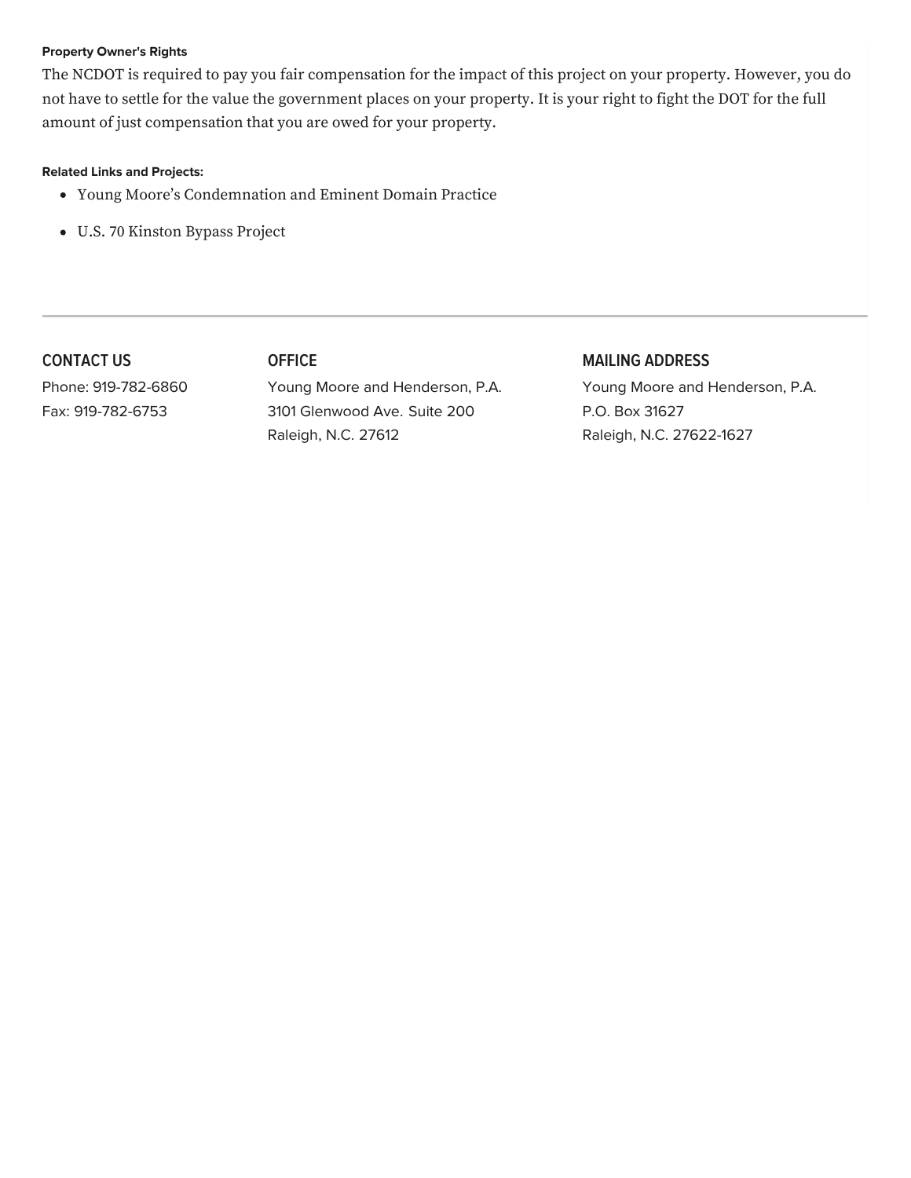**Property Owner's Rights**

The NCDOT is required to pay you fair compensation for the impact of this project on your property. However, you do not have to settle for the value the government places on your property. It is your right to fight the DOT for the full amount of just compensation that you are owed for your property.

**Related Links and Projects:**

- Young Moore's Condemnation and Eminent Domain Practice
- U.S. 70 Kinston Bypass Project

---

### CONTACT US

Phone: 919-782-6860
Fax: 919-782-6753

### OFFICE

Young Moore and Henderson, P.A.
3101 Glenwood Ave. Suite 200
Raleigh, N.C. 27612

### MAILING ADDRESS

Young Moore and Henderson, P.A.
P.O. Box 31627
Raleigh, N.C. 27622-1627